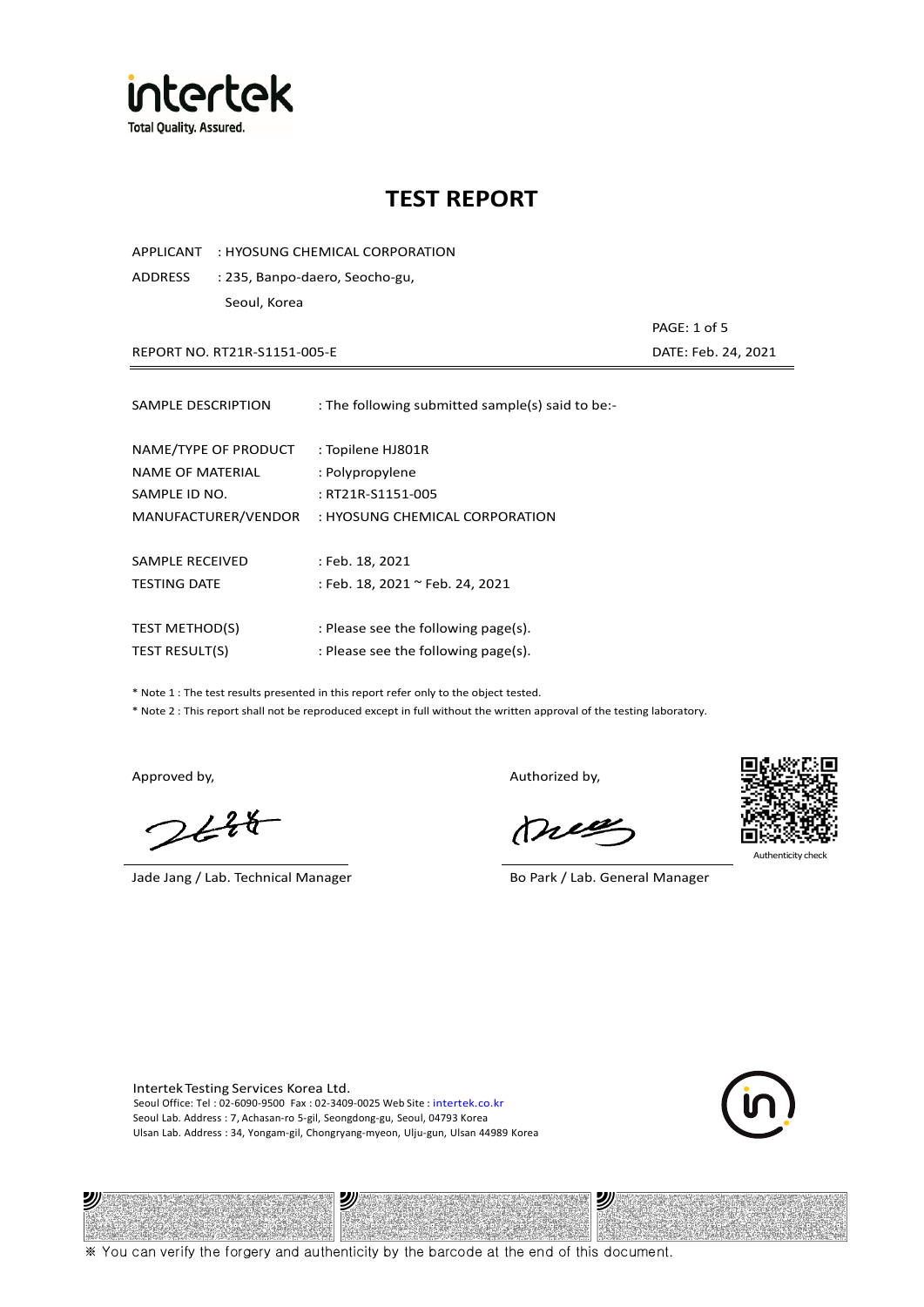# TEST REPORT

APPLICANT : HYOSUNG CHEMICAL CORPORATION

ADDRESS : 235, Banpo-daero, Seocho-gu, Seoul, Korea

REPORT NO. RT21R-S1151-005-E

DATE: Feb. 24, 2021

SAMPLE DESCRIPTION : The following submitted sample(s) said to be:-

NAME/TYPE OF PRODUCT : Topilene HJ801R

NAME OF MATERIAL : Polypropylene

SAMPLE ID NO. : RT21R-S1151-005

MANUFACTURER/VENDOR : HYOSUNG CHEMICAL CORPORATION

SAMPLE RECEIVED : Feb. 18, 2021

TESTING DATE : Feb. 18, 2021 ~ Feb. 24, 2021

TEST METHOD(S) : Please see the following page(s).

TEST RESULT(S) : Please see the following page(s).

* Note 1 : The test results presented in this report refer only to the object tested.
* Note 2 : This report shall not be reproduced except in full without the written approval of the testing laboratory.

Approved by,

Jade Jang / Lab. Technical Manager

Authorized by,

Bo Park / Lab. General Manager

Authenticity check

Intertek Testing Services Korea Ltd.
Seoul Office: Tel : 02-6090-9500 Fax : 02-3409-0025 Web Site : intertek.co.kr
Seoul Lab. Address : 7, Achasan-ro 5-gil, Seongdong-gu, Seoul, 04793 Korea
Ulsan Lab. Address : 34, Yongam-gil, Chongryang-myeon, Ulju-gun, Ulsan 44989 Korea

※ You can verify the forgery and authenticity by the barcode at the end of this document.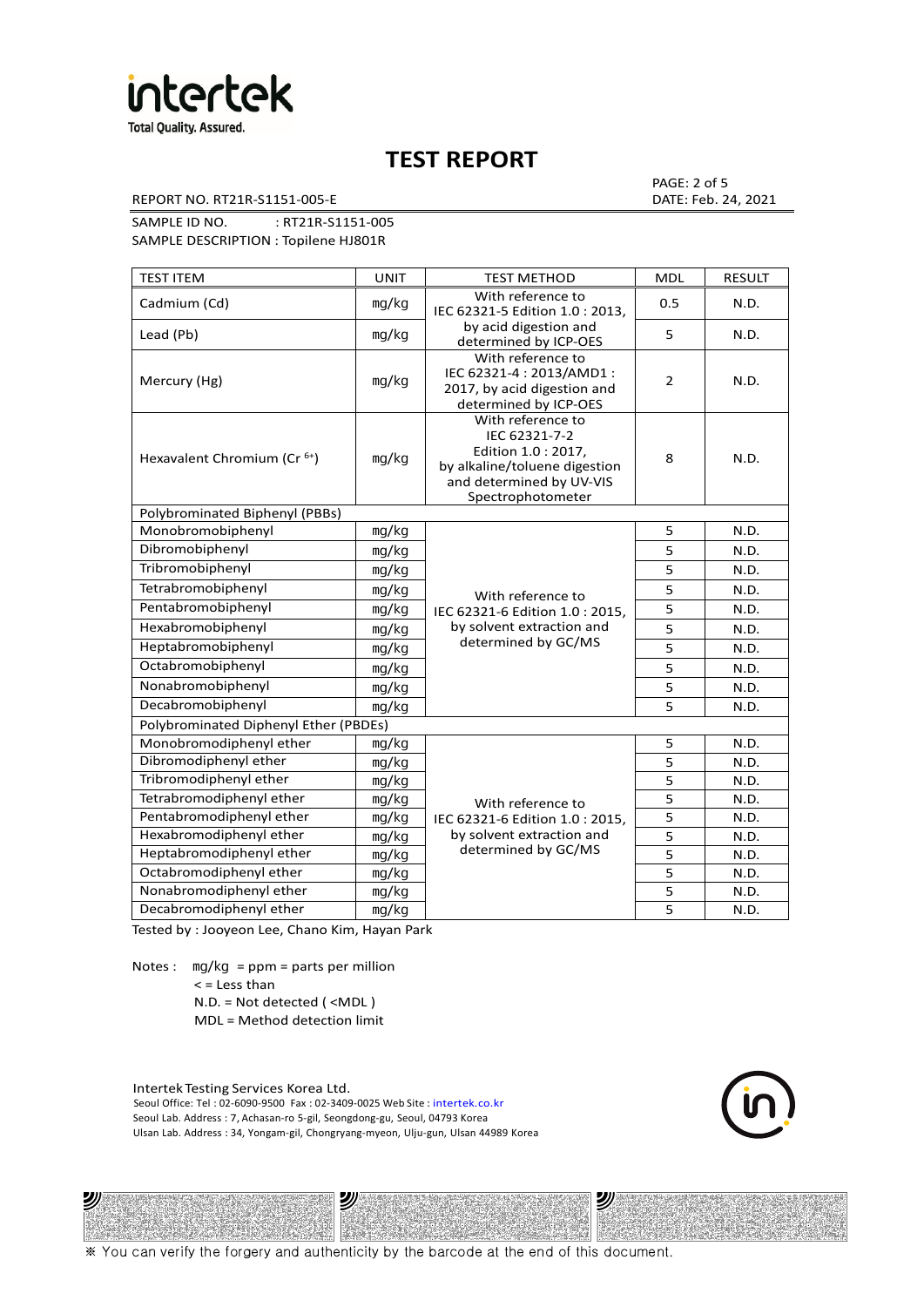# TEST REPORT

REPORT NO. RT21R-S1151-005-E

DATE: Feb. 24, 2021

SAMPLE ID NO. : RT21R-S1151-005

SAMPLE DESCRIPTION : Topilene HJ801R

| TEST ITEM | UNIT | TEST METHOD | MDL | RESULT |
|---|---|---|---|---|
| Cadmium (Cd) | mg/kg | With reference to IEC 62321-5 Edition 1.0 : 2013, by acid digestion and determined by ICP-OES | 0.5 | N.D. |
| Lead (Pb) | mg/kg | | 5 | N.D. |
| Mercury (Hg) | mg/kg | With reference to IEC 62321-4 : 2013/AMD1 : 2017, by acid digestion and determined by ICP-OES | 2 | N.D. |
| Hexavalent Chromium ($Cr^{6+}$) | mg/kg | With reference to IEC 62321-7-2 Edition 1.0 : 2017, by alkaline/toluene digestion and determined by UV-VIS Spectrophotometer | 8 | N.D. |
| Polybrominated Biphenyl (PBBs) | | | | |
| Monobromobiphenyl | mg/kg | With reference to IEC 62321-6 Edition 1.0 : 2015, by solvent extraction and determined by GC/MS | 5 | N.D. |
| Dibromobiphenyl | mg/kg | | 5 | N.D. |
| Tribromobiphenyl | mg/kg | | 5 | N.D. |
| Tetrabromobiphenyl | mg/kg | | 5 | N.D. |
| Pentabromobiphenyl | mg/kg | | 5 | N.D. |
| Hexabromobiphenyl | mg/kg | | 5 | N.D. |
| Heptabromobiphenyl | mg/kg | | 5 | N.D. |
| Octabromobiphenyl | mg/kg | | 5 | N.D. |
| Nonabromobiphenyl | mg/kg | | 5 | N.D. |
| Decabromobiphenyl | mg/kg | | 5 | N.D. |
| Polybrominated Diphenyl Ether (PBDEs) | | | | |
| Monobromodiphenyl ether | mg/kg | With reference to IEC 62321-6 Edition 1.0 : 2015, by solvent extraction and determined by GC/MS | 5 | N.D. |
| Dibromodiphenyl ether | mg/kg | | 5 | N.D. |
| Tribromodiphenyl ether | mg/kg | | 5 | N.D. |
| Tetrabromodiphenyl ether | mg/kg | | 5 | N.D. |
| Pentabromodiphenyl ether | mg/kg | | 5 | N.D. |
| Hexabromodiphenyl ether | mg/kg | | 5 | N.D. |
| Heptabromodiphenyl ether | mg/kg | | 5 | N.D. |
| Octabromodiphenyl ether | mg/kg | | 5 | N.D. |
| Nonabromodiphenyl ether | mg/kg | | 5 | N.D. |
| Decabromodiphenyl ether | mg/kg | | 5 | N.D. |

Tested by : Jooyeon Lee, Chano Kim, Hayan Park

Notes : mg/kg = ppm = parts per million
< = Less than
N.D. = Not detected ( <MDL )
MDL = Method detection limit

Intertek Testing Services Korea Ltd.
Seoul Office: Tel : 02-6090-9500 Fax : 02-3409-0025 Web Site : intertek.co.kr
Seoul Lab. Address : 7, Achasan-ro 5-gil, Seongdong-gu, Seoul, 04793 Korea
Ulsan Lab. Address : 34, Yongam-gil, Chongryang-myeon, Ulju-gun, Ulsan 44989 Korea

※ You can verify the forgery and authenticity by the barcode at the end of this document.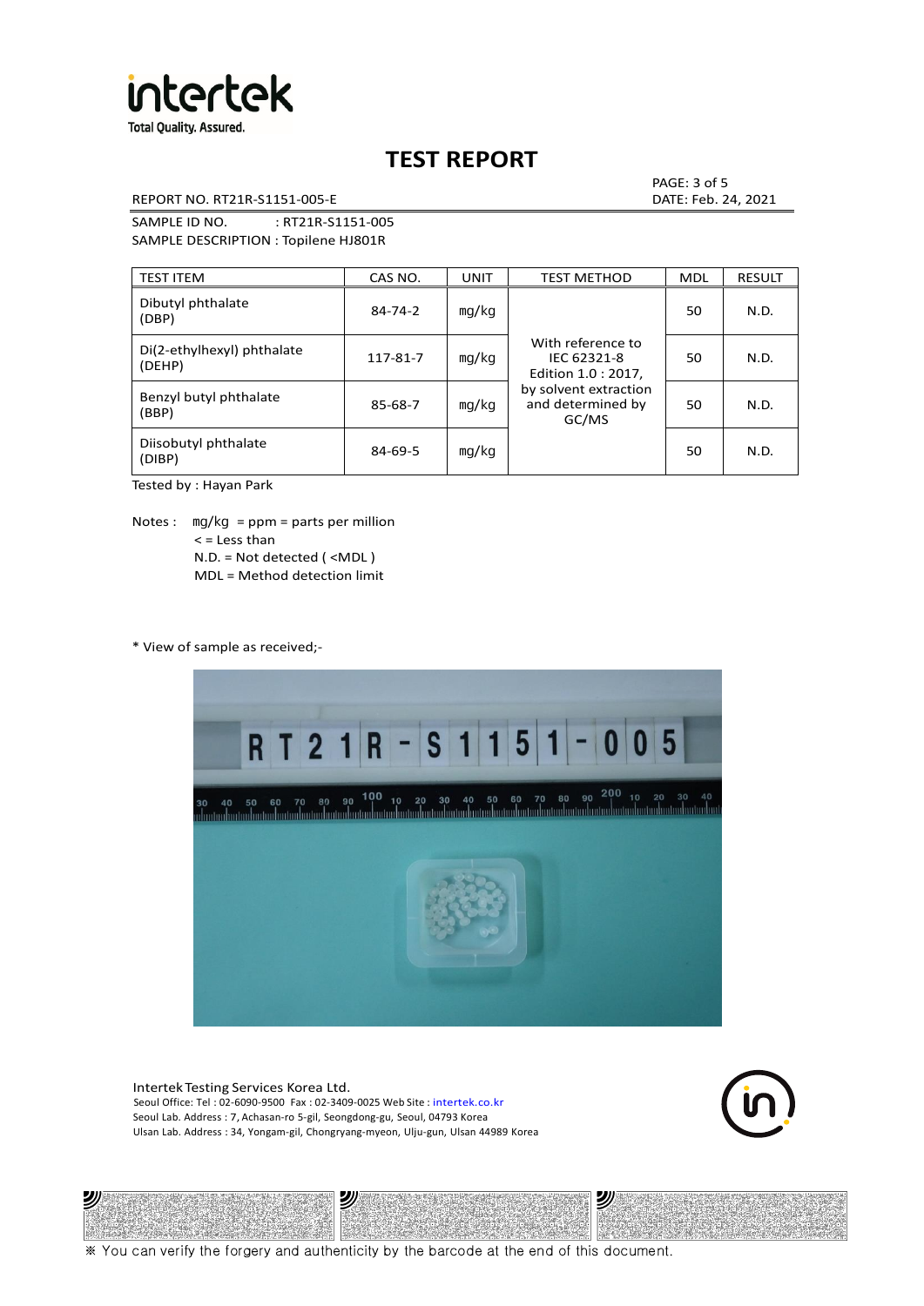# TEST REPORT

REPORT NO. RT21R-S1151-005-E

DATE: Feb. 24, 2021

SAMPLE ID NO. : RT21R-S1151-005

SAMPLE DESCRIPTION : Topilene HJ801R

| TEST ITEM | CAS NO. | UNIT | TEST METHOD | MDL | RESULT |
|---|---|---|---|---|---|
| Dibutyl phthalate (DBP) | 84-74-2 | mg/kg | With reference to IEC 62321-8 Edition 1.0 : 2017, by solvent extraction and determined by GC/MS | 50 | N.D. |
| Di(2-ethylhexyl) phthalate (DEHP) | 117-81-7 | mg/kg | | 50 | N.D. |
| Benzyl butyl phthalate (BBP) | 85-68-7 | mg/kg | | 50 | N.D. |
| Diisobutyl phthalate (DIBP) | 84-69-5 | mg/kg | | 50 | N.D. |

Tested by : Hayan Park

Notes : mg/kg = ppm = parts per million
< = Less than
N.D. = Not detected ( <MDL )
MDL = Method detection limit

* View of sample as received;-

Intertek Testing Services Korea Ltd.
Seoul Office: Tel : 02-6090-9500 Fax : 02-3409-0025 Web Site : intertek.co.kr
Seoul Lab. Address : 7, Achasan-ro 5-gil, Seongdong-gu, Seoul, 04793 Korea
Ulsan Lab. Address : 34, Yongam-gil, Chongryang-myeon, Ulju-gun, Ulsan 44989 Korea

※ You can verify the forgery and authenticity by the barcode at the end of this document.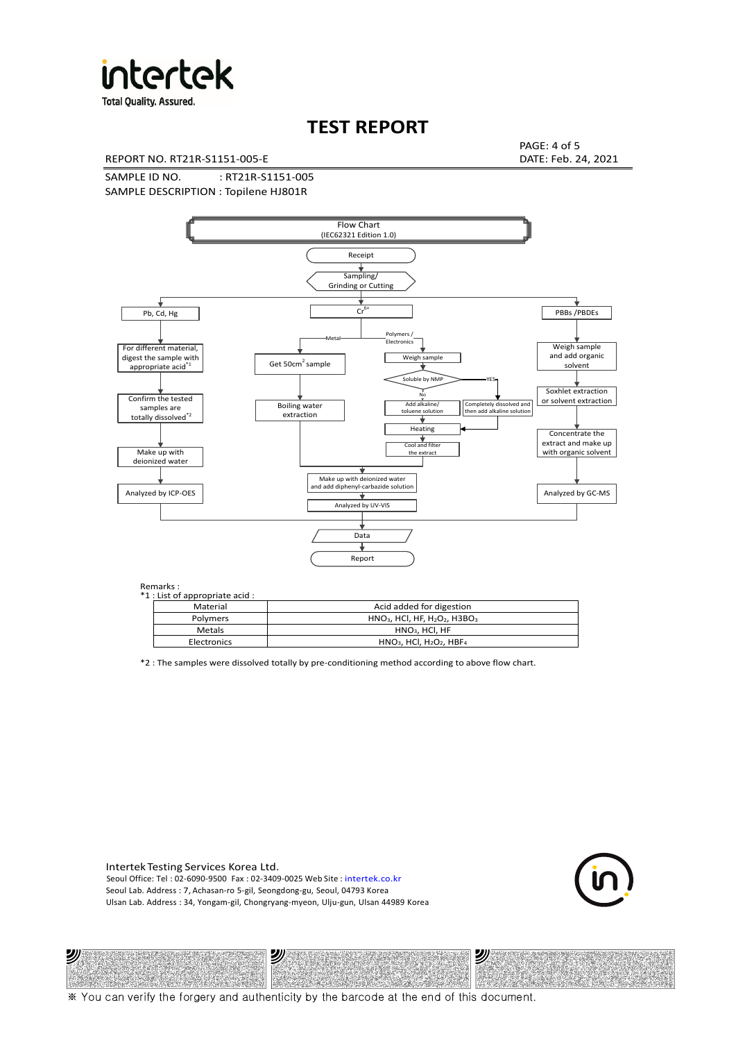# TEST REPORT

REPORT NO. RT21R-S1151-005-E

DATE: Feb. 24, 2021

SAMPLE ID NO. : RT21R-S1151-005

SAMPLE DESCRIPTION : Topilene HJ801R

Flow Chart
(IEC62321 Edition 1.0)

Receipt → Sampling/ Grinding or Cutting

- Pb, Cd, Hg → For different material, digest the sample with appropriate acid[*1] → Confirm the tested samples are totally dissolved[*2] → Make up with deionized water → Analyzed by ICP-OES
- $Cr^{6+}$
  - Metal → Get 50cm$^2$ sample → Boiling water extraction → Make up with deionized water and add diphenyl-carbazide solution → Analyzed by UV-VIS
  - Polymers / Electronics → Weigh sample → Soluble by NMP
    - No → Add alkaline/ toluene solution → Heating → Cool and filter the extract → Make up with deionized water and add diphenyl-carbazide solution → Analyzed by UV-VIS
    - YES → Completely dissolved and then add alkaline solution → Heating
- PBBs /PBDEs → Weigh sample and add organic solvent → Soxhlet extraction or solvent extraction → Concentrate the extract and make up with organic solvent → Analyzed by GC-MS

→ Data → Report

Remarks :

*1 : List of appropriate acid :

| Material | Acid added for digestion |
|---|---|
| Polymers | $HNO_3$, HCl, HF, $H_2O_2$, $H3BO_3$ |
| Metals | $HNO_3$, HCl, HF |
| Electronics | $HNO_3$, HCl, $H_2O_2$, $HBF_4$ |

*2 : The samples were dissolved totally by pre-conditioning method according to above flow chart.

Intertek Testing Services Korea Ltd.
Seoul Office: Tel : 02-6090-9500 Fax : 02-3409-0025 Web Site : intertek.co.kr
Seoul Lab. Address : 7, Achasan-ro 5-gil, Seongdong-gu, Seoul, 04793 Korea
Ulsan Lab. Address : 34, Yongam-gil, Chongryang-myeon, Ulju-gun, Ulsan 44989 Korea

※ You can verify the forgery and authenticity by the barcode at the end of this document.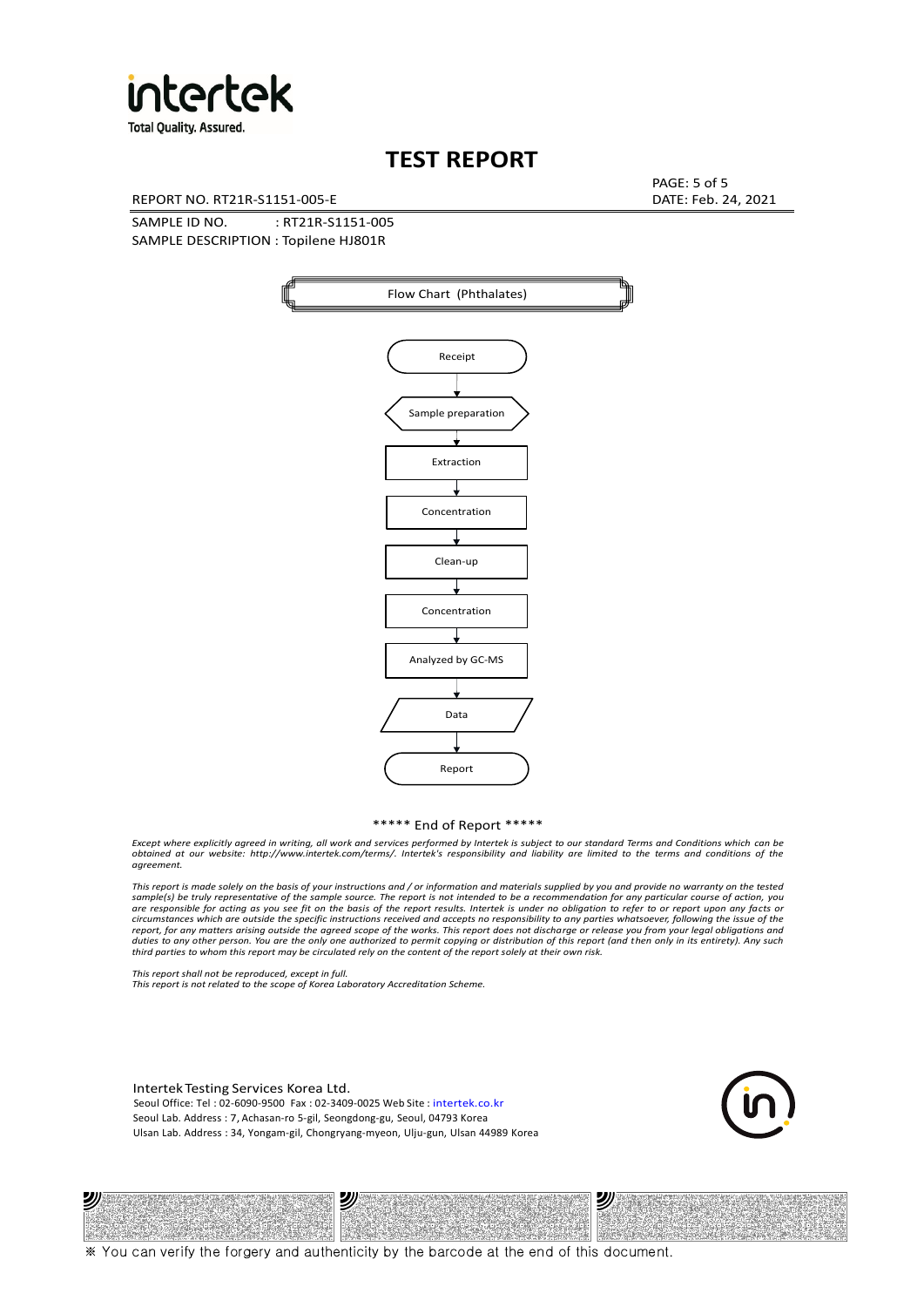# TEST REPORT

REPORT NO. RT21R-S1151-005-E

DATE: Feb. 24, 2021

SAMPLE ID NO. : RT21R-S1151-005

SAMPLE DESCRIPTION : Topilene HJ801R

Flow Chart (Phthalates)

Receipt

Sample preparation

Extraction

Concentration

Clean-up

Concentration

Analyzed by GC-MS

Data

Report

***** End of Report *****

*Except where explicitly agreed in writing, all work and services performed by Intertek is subject to our standard Terms and Conditions which can be obtained at our website: http://www.intertek.com/terms/. Intertek's responsibility and liability are limited to the terms and conditions of the agreement.*

*This report is made solely on the basis of your instructions and / or information and materials supplied by you and provide no warranty on the tested sample(s) be truly representative of the sample source. The report is not intended to be a recommendation for any particular course of action, you are responsible for acting as you see fit on the basis of the report results. Intertek is under no obligation to refer to or report upon any facts or circumstances which are outside the specific instructions received and accepts no responsibility to any parties whatsoever, following the issue of the report, for any matters arising outside the agreed scope of the works. This report does not discharge or release you from your legal obligations and duties to any other person. You are the only one authorized to permit copying or distribution of this report (and then only in its entirety). Any such third parties to whom this report may be circulated rely on the content of the report solely at their own risk.*

*This report shall not be reproduced, except in full.*
*This report is not related to the scope of Korea Laboratory Accreditation Scheme.*

Intertek Testing Services Korea Ltd.
Seoul Office: Tel : 02-6090-9500 Fax : 02-3409-0025 Web Site : intertek.co.kr
Seoul Lab. Address : 7, Achasan-ro 5-gil, Seongdong-gu, Seoul, 04793 Korea
Ulsan Lab. Address : 34, Yongam-gil, Chongryang-myeon, Ulju-gun, Ulsan 44989 Korea

※ You can verify the forgery and authenticity by the barcode at the end of this document.